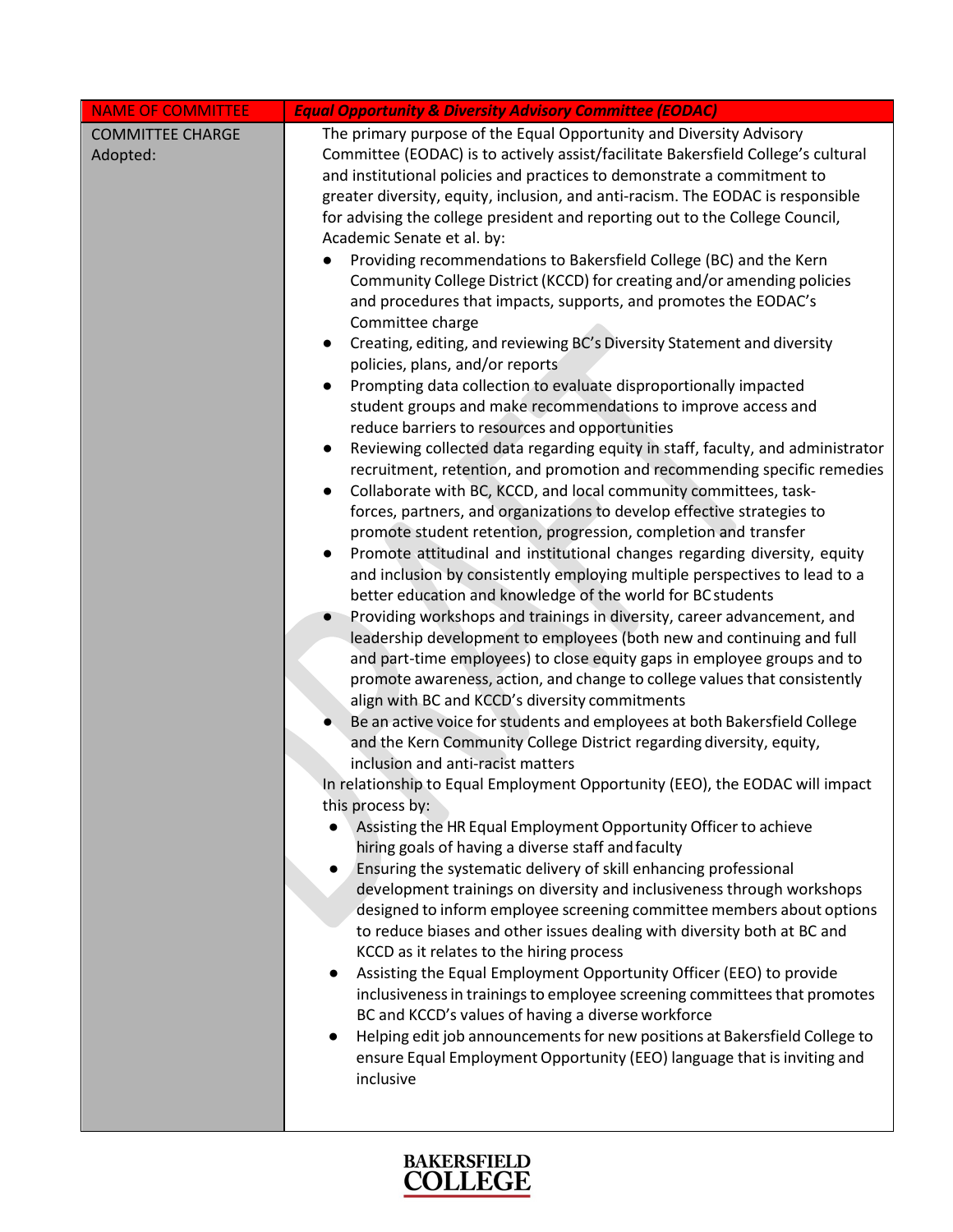| NAME OF COMMITTEE | ***Equal Opportunity & Diversity Advisory Committee (EODAC)*** |
|---|---|
| COMMITTEE CHARGE<br>Adopted: | The primary purpose of the Equal Opportunity and Diversity Advisory Committee (EODAC) is to actively assist/facilitate Bakersfield College's cultural and institutional policies and practices to demonstrate a commitment to greater diversity, equity, inclusion, and anti-racism. The EODAC is responsible for advising the college president and reporting out to the College Council, Academic Senate et al. by:<br>● Providing recommendations to Bakersfield College (BC) and the Kern Community College District (KCCD) for creating and/or amending policies and procedures that impacts, supports, and promotes the EODAC's Committee charge<br>● Creating, editing, and reviewing BC's Diversity Statement and diversity policies, plans, and/or reports<br>● Prompting data collection to evaluate disproportionally impacted student groups and make recommendations to improve access and reduce barriers to resources and opportunities<br>● Reviewing collected data regarding equity in staff, faculty, and administrator recruitment, retention, and promotion and recommending specific remedies<br>● Collaborate with BC, KCCD, and local community committees, task-forces, partners, and organizations to develop effective strategies to promote student retention, progression, completion and transfer<br>● Promote attitudinal and institutional changes regarding diversity, equity and inclusion by consistently employing multiple perspectives to lead to a better education and knowledge of the world for BC students<br>● Providing workshops and trainings in diversity, career advancement, and leadership development to employees (both new and continuing and full and part-time employees) to close equity gaps in employee groups and to promote awareness, action, and change to college values that consistently align with BC and KCCD's diversity commitments<br>● Be an active voice for students and employees at both Bakersfield College and the Kern Community College District regarding diversity, equity, inclusion and anti-racist matters<br>In relationship to Equal Employment Opportunity (EEO), the EODAC will impact this process by:<br>● Assisting the HR Equal Employment Opportunity Officer to achieve hiring goals of having a diverse staff and faculty<br>● Ensuring the systematic delivery of skill enhancing professional development trainings on diversity and inclusiveness through workshops designed to inform employee screening committee members about options to reduce biases and other issues dealing with diversity both at BC and KCCD as it relates to the hiring process<br>● Assisting the Equal Employment Opportunity Officer (EEO) to provide inclusiveness in trainings to employee screening committees that promotes BC and KCCD's values of having a diverse workforce<br>● Helping edit job announcements for new positions at Bakersfield College to ensure Equal Employment Opportunity (EEO) language that is inviting and inclusive |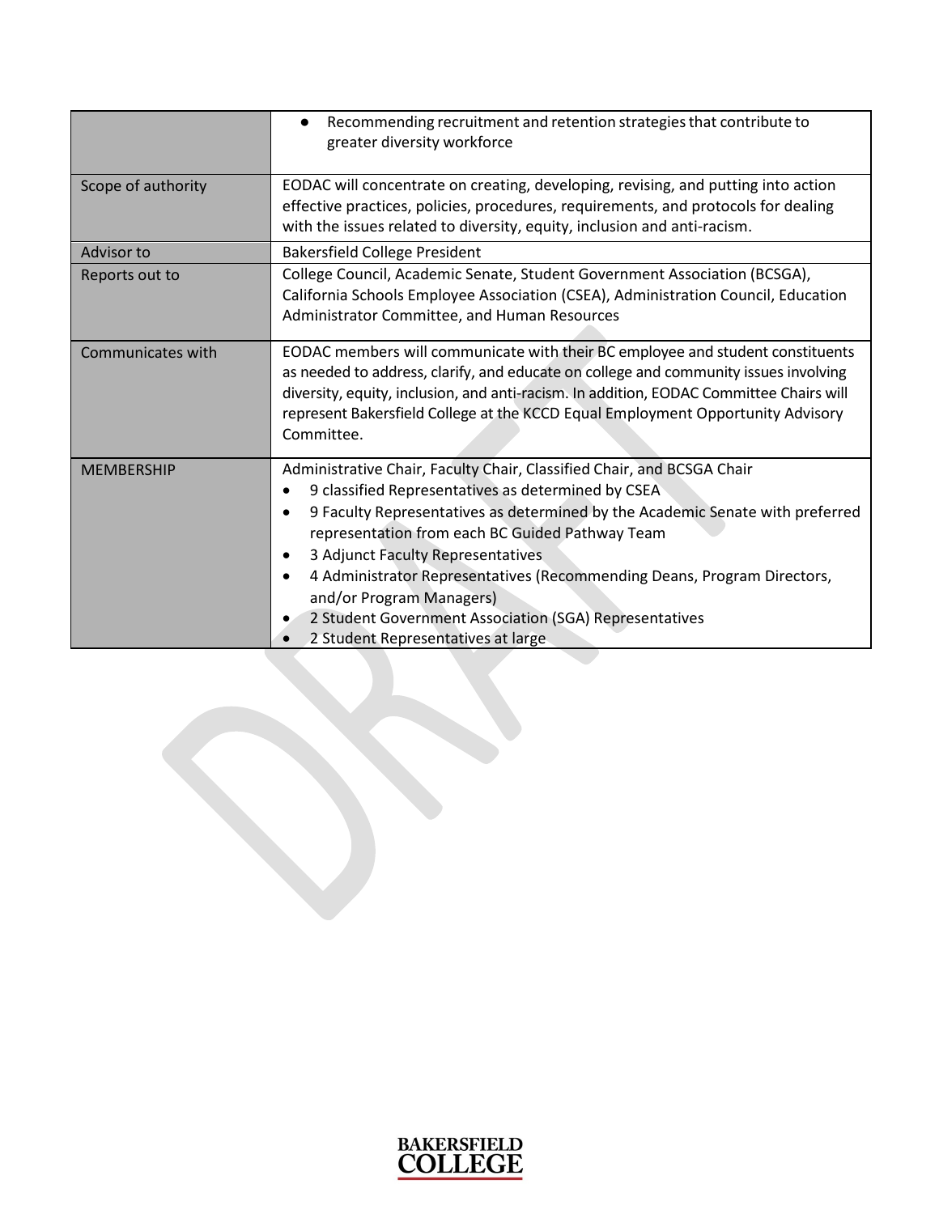| | |
|---|---|
| | • Recommending recruitment and retention strategies that contribute to greater diversity workforce |
| Scope of authority | EODAC will concentrate on creating, developing, revising, and putting into action effective practices, policies, procedures, requirements, and protocols for dealing with the issues related to diversity, equity, inclusion and anti-racism. |
| Advisor to | Bakersfield College President |
| Reports out to | College Council, Academic Senate, Student Government Association (BCSGA), California Schools Employee Association (CSEA), Administration Council, Education Administrator Committee, and Human Resources |
| Communicates with | EODAC members will communicate with their BC employee and student constituents as needed to address, clarify, and educate on college and community issues involving diversity, equity, inclusion, and anti-racism. In addition, EODAC Committee Chairs will represent Bakersfield College at the KCCD Equal Employment Opportunity Advisory Committee. |
| MEMBERSHIP | Administrative Chair, Faculty Chair, Classified Chair, and BCSGA Chair<br>• 9 classified Representatives as determined by CSEA<br>• 9 Faculty Representatives as determined by the Academic Senate with preferred representation from each BC Guided Pathway Team<br>• 3 Adjunct Faculty Representatives<br>• 4 Administrator Representatives (Recommending Deans, Program Directors, and/or Program Managers)<br>• 2 Student Government Association (SGA) Representatives<br>• 2 Student Representatives at large |

BAKERSFIELD COLLEGE